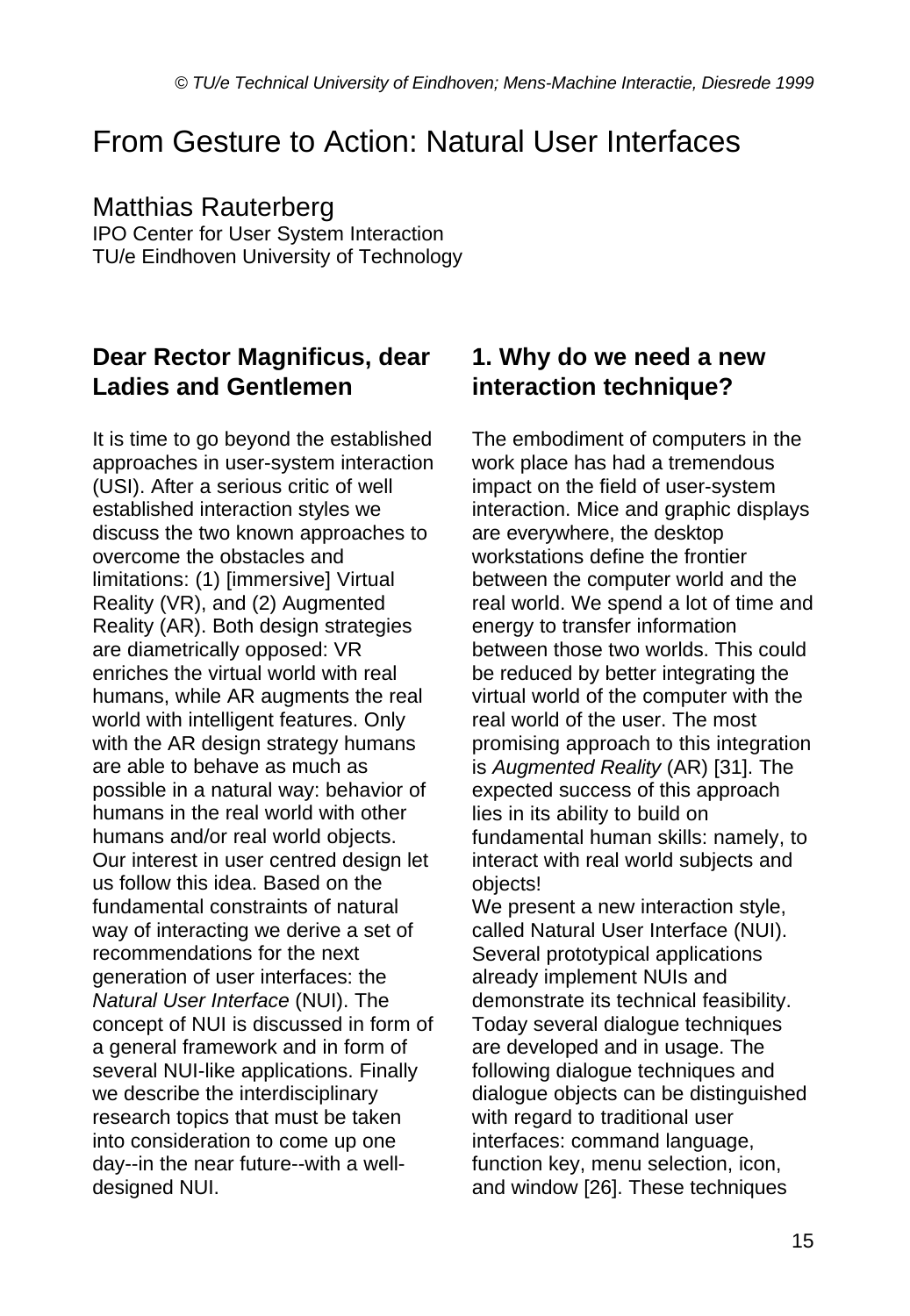# From Gesture to Action: Natural User Interfaces

Matthias Rauterberg
IPO Center for User System Interaction
TU/e Eindhoven University of Technology

## Dear Rector Magnificus, dear Ladies and Gentlemen

It is time to go beyond the established approaches in user-system interaction (USI). After a serious critic of well established interaction styles we discuss the two known approaches to overcome the obstacles and limitations: (1) [immersive] Virtual Reality (VR), and (2) Augmented Reality (AR). Both design strategies are diametrically opposed: VR enriches the virtual world with real humans, while AR augments the real world with intelligent features. Only with the AR design strategy humans are able to behave as much as possible in a natural way: behavior of humans in the real world with other humans and/or real world objects. Our interest in user centred design let us follow this idea. Based on the fundamental constraints of natural way of interacting we derive a set of recommendations for the next generation of user interfaces: the *Natural User Interface* (NUI). The concept of NUI is discussed in form of a general framework and in form of several NUI-like applications. Finally we describe the interdisciplinary research topics that must be taken into consideration to come up one day--in the near future--with a well-designed NUI.

## 1. Why do we need a new interaction technique?

The embodiment of computers in the work place has had a tremendous impact on the field of user-system interaction. Mice and graphic displays are everywhere, the desktop workstations define the frontier between the computer world and the real world. We spend a lot of time and energy to transfer information between those two worlds. This could be reduced by better integrating the virtual world of the computer with the real world of the user. The most promising approach to this integration is *Augmented Reality* (AR) [31]. The expected success of this approach lies in its ability to build on fundamental human skills: namely, to interact with real world subjects and objects!

We present a new interaction style, called Natural User Interface (NUI). Several prototypical applications already implement NUIs and demonstrate its technical feasibility. Today several dialogue techniques are developed and in usage. The following dialogue techniques and dialogue objects can be distinguished with regard to traditional user interfaces: command language, function key, menu selection, icon, and window [26]. These techniques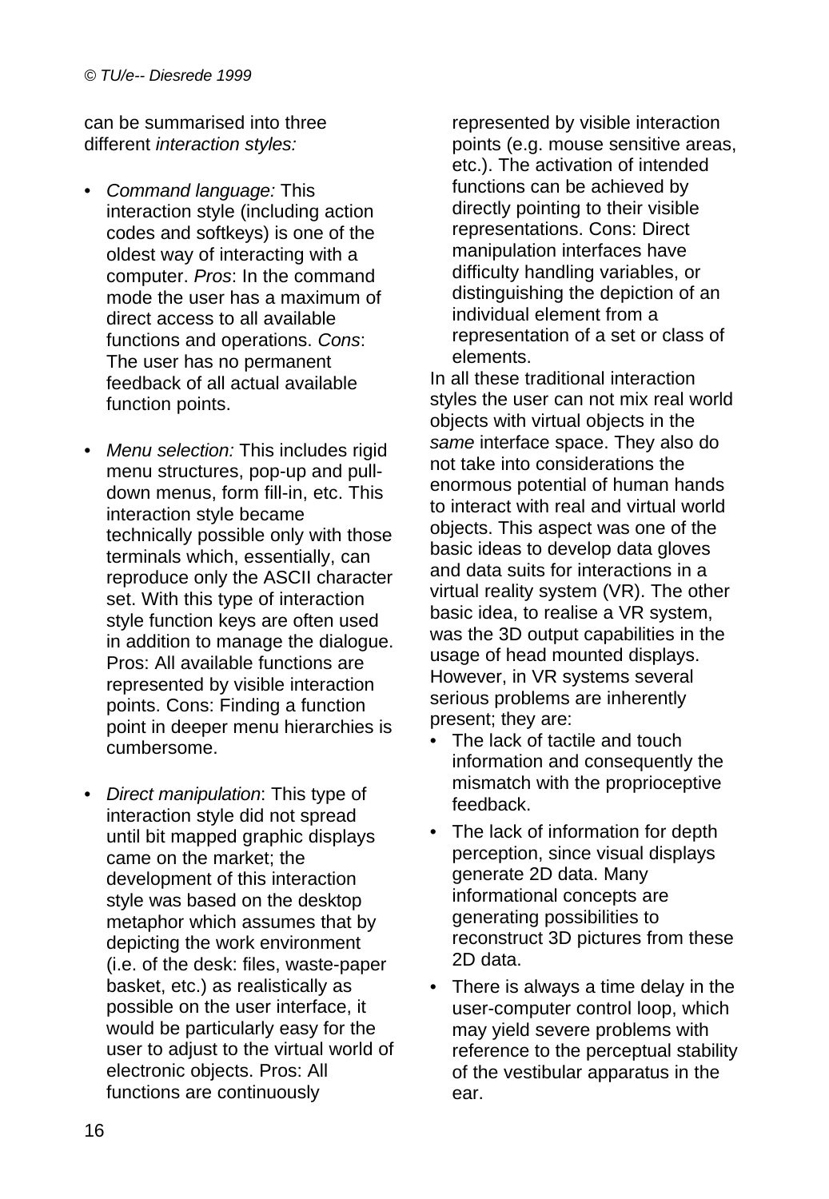can be summarised into three different *interaction styles:*

- *Command language:* This interaction style (including action codes and softkeys) is one of the oldest way of interacting with a computer. *Pros*: In the command mode the user has a maximum of direct access to all available functions and operations. *Cons*: The user has no permanent feedback of all actual available function points.

- *Menu selection:* This includes rigid menu structures, pop-up and pull-down menus, form fill-in, etc. This interaction style became technically possible only with those terminals which, essentially, can reproduce only the ASCII character set. With this type of interaction style function keys are often used in addition to manage the dialogue. Pros: All available functions are represented by visible interaction points. Cons: Finding a function point in deeper menu hierarchies is cumbersome.

- *Direct manipulation*: This type of interaction style did not spread until bit mapped graphic displays came on the market; the development of this interaction style was based on the desktop metaphor which assumes that by depicting the work environment (i.e. of the desk: files, waste-paper basket, etc.) as realistically as possible on the user interface, it would be particularly easy for the user to adjust to the virtual world of electronic objects. Pros: All functions are continuously represented by visible interaction points (e.g. mouse sensitive areas, etc.). The activation of intended functions can be achieved by directly pointing to their visible representations. Cons: Direct manipulation interfaces have difficulty handling variables, or distinguishing the depiction of an individual element from a representation of a set or class of elements.

In all these traditional interaction styles the user can not mix real world objects with virtual objects in the *same* interface space. They also do not take into considerations the enormous potential of human hands to interact with real and virtual world objects. This aspect was one of the basic ideas to develop data gloves and data suits for interactions in a virtual reality system (VR). The other basic idea, to realise a VR system, was the 3D output capabilities in the usage of head mounted displays. However, in VR systems several serious problems are inherently present; they are:

- The lack of tactile and touch information and consequently the mismatch with the proprioceptive feedback.
- The lack of information for depth perception, since visual displays generate 2D data. Many informational concepts are generating possibilities to reconstruct 3D pictures from these 2D data.
- There is always a time delay in the user-computer control loop, which may yield severe problems with reference to the perceptual stability of the vestibular apparatus in the ear.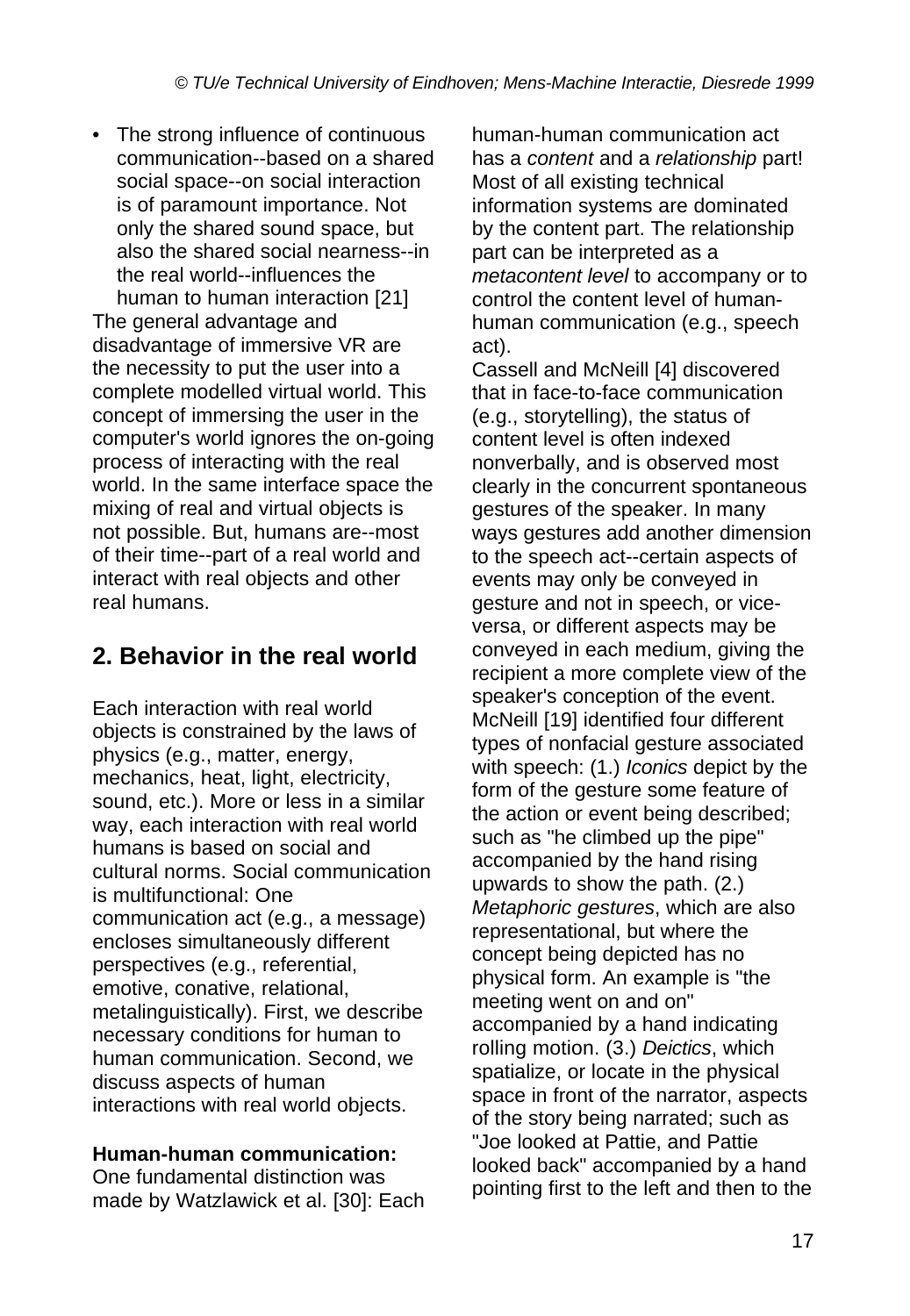- The strong influence of continuous communication--based on a shared social space--on social interaction is of paramount importance. Not only the shared sound space, but also the shared social nearness--in the real world--influences the human to human interaction [21]

The general advantage and disadvantage of immersive VR are the necessity to put the user into a complete modelled virtual world. This concept of immersing the user in the computer's world ignores the on-going process of interacting with the real world. In the same interface space the mixing of real and virtual objects is not possible. But, humans are--most of their time--part of a real world and interact with real objects and other real humans.

## 2. Behavior in the real world

Each interaction with real world objects is constrained by the laws of physics (e.g., matter, energy, mechanics, heat, light, electricity, sound, etc.). More or less in a similar way, each interaction with real world humans is based on social and cultural norms. Social communication is multifunctional: One communication act (e.g., a message) encloses simultaneously different perspectives (e.g., referential, emotive, conative, relational, metalinguistically). First, we describe necessary conditions for human to human communication. Second, we discuss aspects of human interactions with real world objects.

**Human-human communication:** One fundamental distinction was made by Watzlawick et al. [30]: Each human-human communication act has a *content* and a *relationship* part! Most of all existing technical information systems are dominated by the content part. The relationship part can be interpreted as a *metacontent level* to accompany or to control the content level of human-human communication (e.g., speech act).

Cassell and McNeill [4] discovered that in face-to-face communication (e.g., storytelling), the status of content level is often indexed nonverbally, and is observed most clearly in the concurrent spontaneous gestures of the speaker. In many ways gestures add another dimension to the speech act--certain aspects of events may only be conveyed in gesture and not in speech, or vice-versa, or different aspects may be conveyed in each medium, giving the recipient a more complete view of the speaker's conception of the event. McNeill [19] identified four different types of nonfacial gesture associated with speech: (1.) *Iconics* depict by the form of the gesture some feature of the action or event being described; such as "he climbed up the pipe" accompanied by the hand rising upwards to show the path. (2.) *Metaphoric gestures*, which are also representational, but where the concept being depicted has no physical form. An example is "the meeting went on and on" accompanied by a hand indicating rolling motion. (3.) *Deictics*, which spatialize, or locate in the physical space in front of the narrator, aspects of the story being narrated; such as "Joe looked at Pattie, and Pattie looked back" accompanied by a hand pointing first to the left and then to the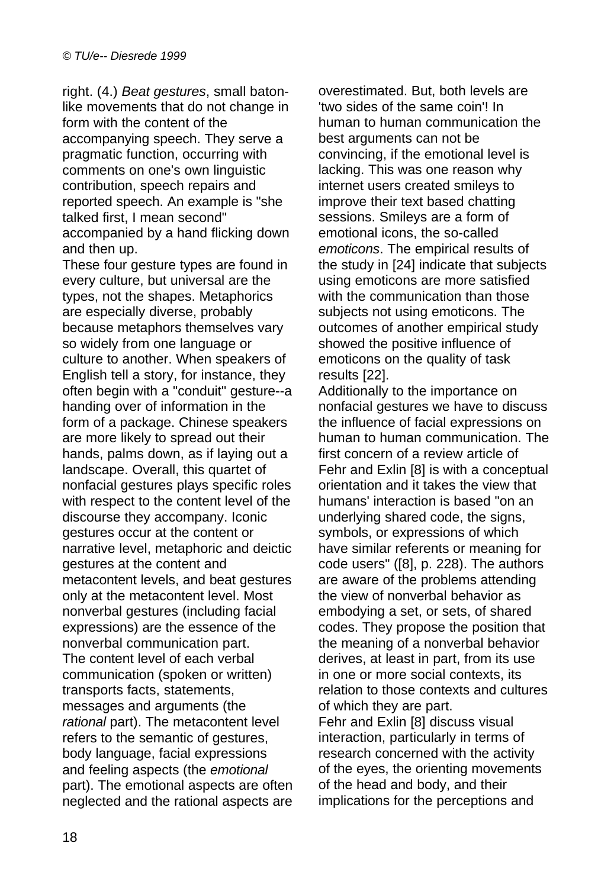right. (4.) *Beat gestures*, small baton-like movements that do not change in form with the content of the accompanying speech. They serve a pragmatic function, occurring with comments on one's own linguistic contribution, speech repairs and reported speech. An example is "she talked first, I mean second" accompanied by a hand flicking down and then up.

These four gesture types are found in every culture, but universal are the types, not the shapes. Metaphorics are especially diverse, probably because metaphors themselves vary so widely from one language or culture to another. When speakers of English tell a story, for instance, they often begin with a "conduit" gesture--a handing over of information in the form of a package. Chinese speakers are more likely to spread out their hands, palms down, as if laying out a landscape. Overall, this quartet of nonfacial gestures plays specific roles with respect to the content level of the discourse they accompany. Iconic gestures occur at the content or narrative level, metaphoric and deictic gestures at the content and metacontent levels, and beat gestures only at the metacontent level. Most nonverbal gestures (including facial expressions) are the essence of the nonverbal communication part.

The content level of each verbal communication (spoken or written) transports facts, statements, messages and arguments (the *rational* part). The metacontent level refers to the semantic of gestures, body language, facial expressions and feeling aspects (the *emotional* part). The emotional aspects are often neglected and the rational aspects are overestimated. But, both levels are 'two sides of the same coin'! In human to human communication the best arguments can not be convincing, if the emotional level is lacking. This was one reason why internet users created smileys to improve their text based chatting sessions. Smileys are a form of emotional icons, the so-called *emoticons*. The empirical results of the study in [24] indicate that subjects using emoticons are more satisfied with the communication than those subjects not using emoticons. The outcomes of another empirical study showed the positive influence of emoticons on the quality of task results [22].

Additionally to the importance on nonfacial gestures we have to discuss the influence of facial expressions on human to human communication. The first concern of a review article of Fehr and Exlin [8] is with a conceptual orientation and it takes the view that humans' interaction is based "on an underlying shared code, the signs, symbols, or expressions of which have similar referents or meaning for code users" ([8], p. 228). The authors are aware of the problems attending the view of nonverbal behavior as embodying a set, or sets, of shared codes. They propose the position that the meaning of a nonverbal behavior derives, at least in part, from its use in one or more social contexts, its relation to those contexts and cultures of which they are part.

Fehr and Exlin [8] discuss visual interaction, particularly in terms of research concerned with the activity of the eyes, the orienting movements of the head and body, and their implications for the perceptions and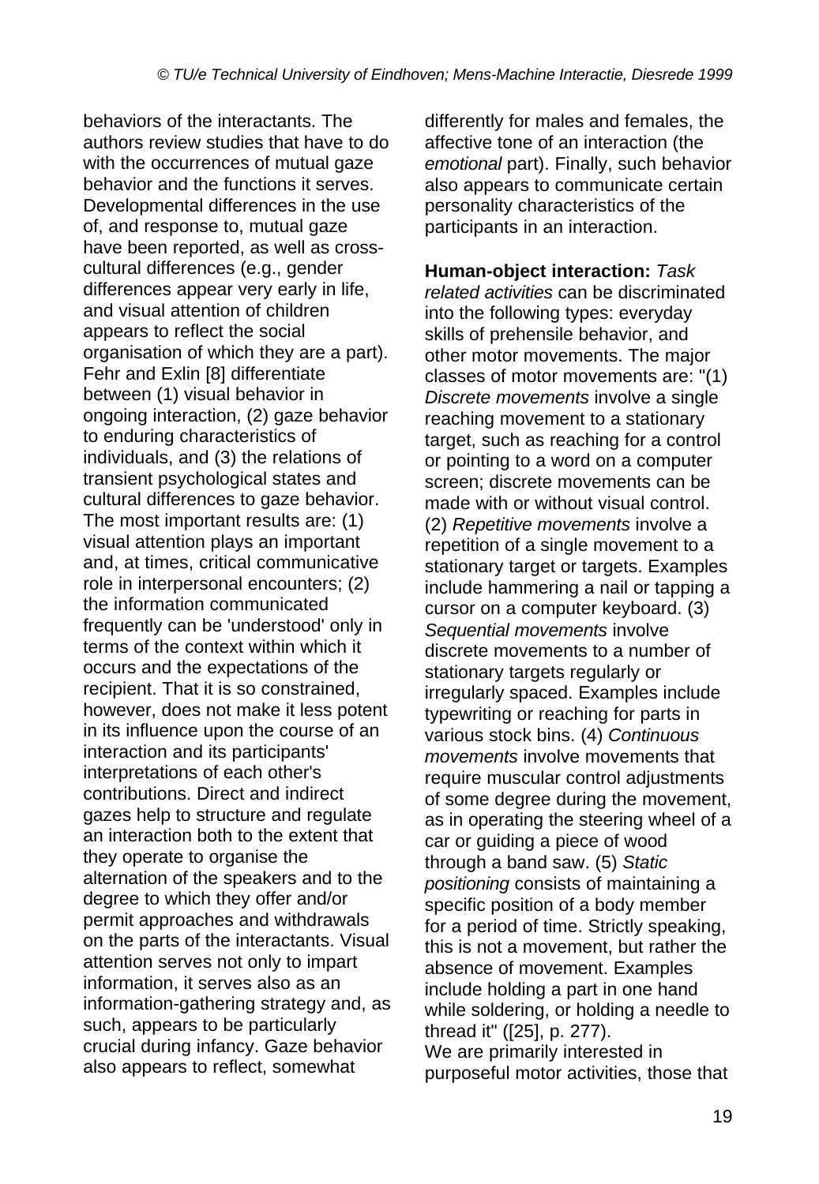behaviors of the interactants. The authors review studies that have to do with the occurrences of mutual gaze behavior and the functions it serves. Developmental differences in the use of, and response to, mutual gaze have been reported, as well as cross-cultural differences (e.g., gender differences appear very early in life, and visual attention of children appears to reflect the social organisation of which they are a part). Fehr and Exlin [8] differentiate between (1) visual behavior in ongoing interaction, (2) gaze behavior to enduring characteristics of individuals, and (3) the relations of transient psychological states and cultural differences to gaze behavior. The most important results are: (1) visual attention plays an important and, at times, critical communicative role in interpersonal encounters; (2) the information communicated frequently can be 'understood' only in terms of the context within which it occurs and the expectations of the recipient. That it is so constrained, however, does not make it less potent in its influence upon the course of an interaction and its participants' interpretations of each other's contributions. Direct and indirect gazes help to structure and regulate an interaction both to the extent that they operate to organise the alternation of the speakers and to the degree to which they offer and/or permit approaches and withdrawals on the parts of the interactants. Visual attention serves not only to impart information, it serves also as an information-gathering strategy and, as such, appears to be particularly crucial during infancy. Gaze behavior also appears to reflect, somewhat differently for males and females, the affective tone of an interaction (the *emotional* part). Finally, such behavior also appears to communicate certain personality characteristics of the participants in an interaction.

**Human-object interaction:** *Task related activities* can be discriminated into the following types: everyday skills of prehensile behavior, and other motor movements. The major classes of motor movements are: "(1) *Discrete movements* involve a single reaching movement to a stationary target, such as reaching for a control or pointing to a word on a computer screen; discrete movements can be made with or without visual control. (2) *Repetitive movements* involve a repetition of a single movement to a stationary target or targets. Examples include hammering a nail or tapping a cursor on a computer keyboard. (3) *Sequential movements* involve discrete movements to a number of stationary targets regularly or irregularly spaced. Examples include typewriting or reaching for parts in various stock bins. (4) *Continuous movements* involve movements that require muscular control adjustments of some degree during the movement, as in operating the steering wheel of a car or guiding a piece of wood through a band saw. (5) *Static positioning* consists of maintaining a specific position of a body member for a period of time. Strictly speaking, this is not a movement, but rather the absence of movement. Examples include holding a part in one hand while soldering, or holding a needle to thread it" ([25], p. 277).
We are primarily interested in purposeful motor activities, those that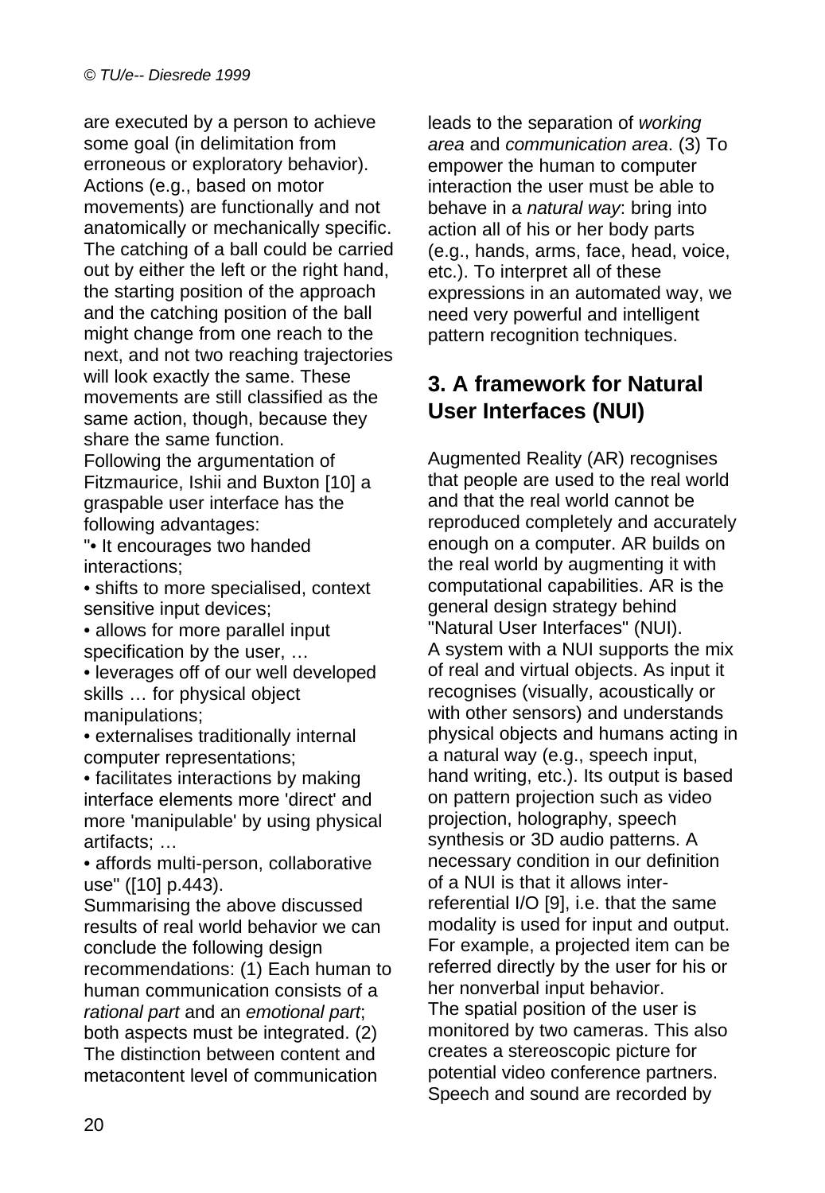are executed by a person to achieve some goal (in delimitation from erroneous or exploratory behavior). Actions (e.g., based on motor movements) are functionally and not anatomically or mechanically specific. The catching of a ball could be carried out by either the left or the right hand, the starting position of the approach and the catching position of the ball might change from one reach to the next, and not two reaching trajectories will look exactly the same. These movements are still classified as the same action, though, because they share the same function.

Following the argumentation of Fitzmaurice, Ishii and Buxton [10] a graspable user interface has the following advantages:

"• It encourages two handed interactions;
• shifts to more specialised, context sensitive input devices;
• allows for more parallel input specification by the user, …
• leverages off of our well developed skills … for physical object manipulations;
• externalises traditionally internal computer representations;
• facilitates interactions by making interface elements more 'direct' and more 'manipulable' by using physical artifacts; …
• affords multi-person, collaborative use" ([10] p.443).

Summarising the above discussed results of real world behavior we can conclude the following design recommendations: (1) Each human to human communication consists of a *rational part* and an *emotional part*; both aspects must be integrated. (2) The distinction between content and metacontent level of communication leads to the separation of *working area* and *communication area*. (3) To empower the human to computer interaction the user must be able to behave in a *natural way*: bring into action all of his or her body parts (e.g., hands, arms, face, head, voice, etc.). To interpret all of these expressions in an automated way, we need very powerful and intelligent pattern recognition techniques.

## 3. A framework for Natural User Interfaces (NUI)

Augmented Reality (AR) recognises that people are used to the real world and that the real world cannot be reproduced completely and accurately enough on a computer. AR builds on the real world by augmenting it with computational capabilities. AR is the general design strategy behind "Natural User Interfaces" (NUI).

A system with a NUI supports the mix of real and virtual objects. As input it recognises (visually, acoustically or with other sensors) and understands physical objects and humans acting in a natural way (e.g., speech input, hand writing, etc.). Its output is based on pattern projection such as video projection, holography, speech synthesis or 3D audio patterns. A necessary condition in our definition of a NUI is that it allows inter-referential I/O [9], i.e. that the same modality is used for input and output. For example, a projected item can be referred directly by the user for his or her nonverbal input behavior.

The spatial position of the user is monitored by two cameras. This also creates a stereoscopic picture for potential video conference partners. Speech and sound are recorded by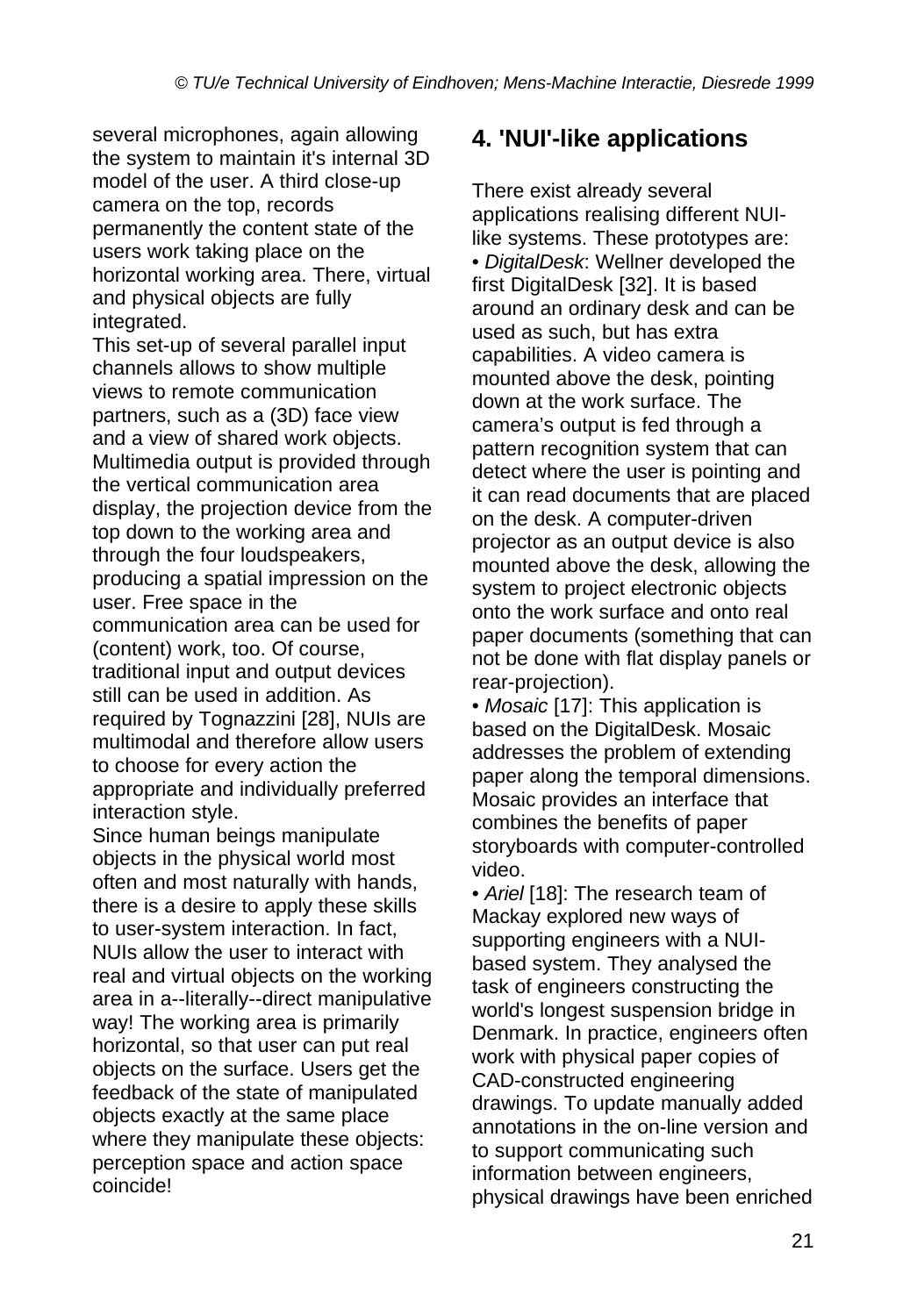several microphones, again allowing the system to maintain it's internal 3D model of the user. A third close-up camera on the top, records permanently the content state of the users work taking place on the horizontal working area. There, virtual and physical objects are fully integrated.

This set-up of several parallel input channels allows to show multiple views to remote communication partners, such as a (3D) face view and a view of shared work objects. Multimedia output is provided through the vertical communication area display, the projection device from the top down to the working area and through the four loudspeakers, producing a spatial impression on the user. Free space in the communication area can be used for (content) work, too. Of course, traditional input and output devices still can be used in addition. As required by Tognazzini [28], NUIs are multimodal and therefore allow users to choose for every action the appropriate and individually preferred interaction style.

Since human beings manipulate objects in the physical world most often and most naturally with hands, there is a desire to apply these skills to user-system interaction. In fact, NUIs allow the user to interact with real and virtual objects on the working area in a--literally--direct manipulative way! The working area is primarily horizontal, so that user can put real objects on the surface. Users get the feedback of the state of manipulated objects exactly at the same place where they manipulate these objects: perception space and action space coincide!

## 4. 'NUI'-like applications

There exist already several applications realising different NUI-like systems. These prototypes are:

• *DigitalDesk*: Wellner developed the first DigitalDesk [32]. It is based around an ordinary desk and can be used as such, but has extra capabilities. A video camera is mounted above the desk, pointing down at the work surface. The camera's output is fed through a pattern recognition system that can detect where the user is pointing and it can read documents that are placed on the desk. A computer-driven projector as an output device is also mounted above the desk, allowing the system to project electronic objects onto the work surface and onto real paper documents (something that can not be done with flat display panels or rear-projection).

• *Mosaic* [17]: This application is based on the DigitalDesk. Mosaic addresses the problem of extending paper along the temporal dimensions. Mosaic provides an interface that combines the benefits of paper storyboards with computer-controlled video.

• *Ariel* [18]: The research team of Mackay explored new ways of supporting engineers with a NUI-based system. They analysed the task of engineers constructing the world's longest suspension bridge in Denmark. In practice, engineers often work with physical paper copies of CAD-constructed engineering drawings. To update manually added annotations in the on-line version and to support communicating such information between engineers, physical drawings have been enriched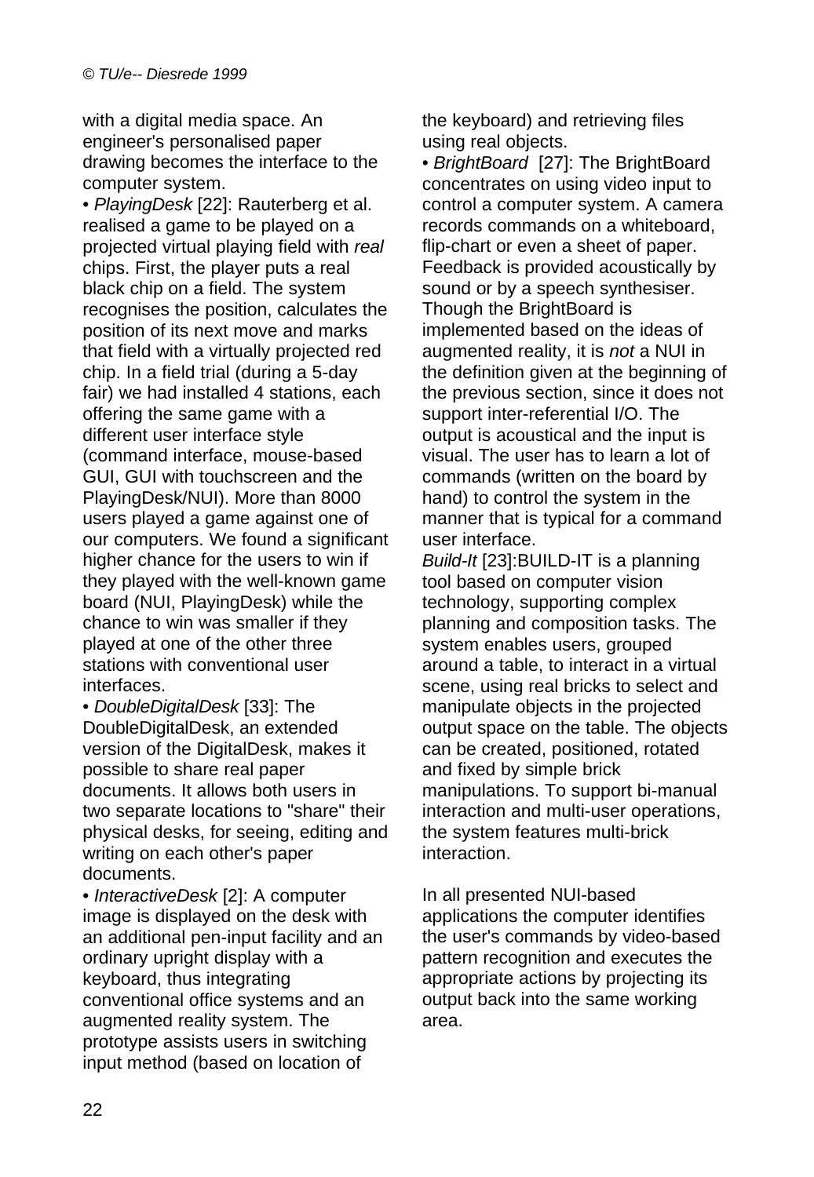with a digital media space. An engineer's personalised paper drawing becomes the interface to the computer system.

• *PlayingDesk* [22]: Rauterberg et al. realised a game to be played on a projected virtual playing field with *real* chips. First, the player puts a real black chip on a field. The system recognises the position, calculates the position of its next move and marks that field with a virtually projected red chip. In a field trial (during a 5-day fair) we had installed 4 stations, each offering the same game with a different user interface style (command interface, mouse-based GUI, GUI with touchscreen and the PlayingDesk/NUI). More than 8000 users played a game against one of our computers. We found a significant higher chance for the users to win if they played with the well-known game board (NUI, PlayingDesk) while the chance to win was smaller if they played at one of the other three stations with conventional user interfaces.

• *DoubleDigitalDesk* [33]: The DoubleDigitalDesk, an extended version of the DigitalDesk, makes it possible to share real paper documents. It allows both users in two separate locations to "share" their physical desks, for seeing, editing and writing on each other's paper documents.

• *InteractiveDesk* [2]: A computer image is displayed on the desk with an additional pen-input facility and an ordinary upright display with a keyboard, thus integrating conventional office systems and an augmented reality system. The prototype assists users in switching input method (based on location of the keyboard) and retrieving files using real objects.

• *BrightBoard* [27]: The BrightBoard concentrates on using video input to control a computer system. A camera records commands on a whiteboard, flip-chart or even a sheet of paper. Feedback is provided acoustically by sound or by a speech synthesiser. Though the BrightBoard is implemented based on the ideas of augmented reality, it is *not* a NUI in the definition given at the beginning of the previous section, since it does not support inter-referential I/O. The output is acoustical and the input is visual. The user has to learn a lot of commands (written on the board by hand) to control the system in the manner that is typical for a command user interface.

*Build-It* [23]:BUILD-IT is a planning tool based on computer vision technology, supporting complex planning and composition tasks. The system enables users, grouped around a table, to interact in a virtual scene, using real bricks to select and manipulate objects in the projected output space on the table. The objects can be created, positioned, rotated and fixed by simple brick manipulations. To support bi-manual interaction and multi-user operations, the system features multi-brick interaction.

In all presented NUI-based applications the computer identifies the user's commands by video-based pattern recognition and executes the appropriate actions by projecting its output back into the same working area.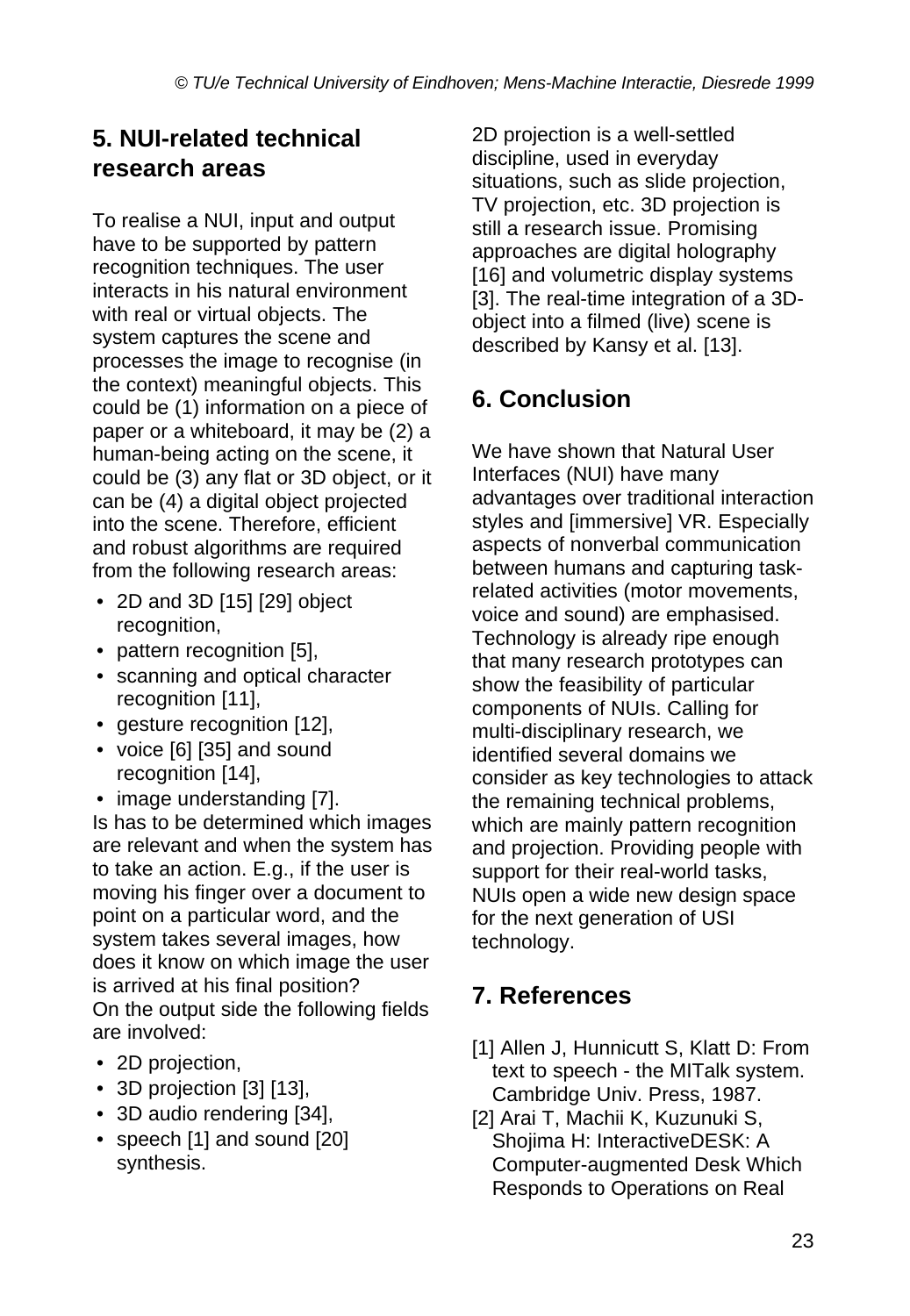## 5. NUI-related technical research areas

To realise a NUI, input and output have to be supported by pattern recognition techniques. The user interacts in his natural environment with real or virtual objects. The system captures the scene and processes the image to recognise (in the context) meaningful objects. This could be (1) information on a piece of paper or a whiteboard, it may be (2) a human-being acting on the scene, it could be (3) any flat or 3D object, or it can be (4) a digital object projected into the scene. Therefore, efficient and robust algorithms are required from the following research areas:

- 2D and 3D [15] [29] object recognition,
- pattern recognition [5],
- scanning and optical character recognition [11],
- gesture recognition [12],
- voice [6] [35] and sound recognition [14],
- image understanding [7].

Is has to be determined which images are relevant and when the system has to take an action. E.g., if the user is moving his finger over a document to point on a particular word, and the system takes several images, how does it know on which image the user is arrived at his final position?
On the output side the following fields are involved:

- 2D projection,
- 3D projection [3] [13],
- 3D audio rendering [34],
- speech [1] and sound [20] synthesis.

2D projection is a well-settled discipline, used in everyday situations, such as slide projection, TV projection, etc. 3D projection is still a research issue. Promising approaches are digital holography [16] and volumetric display systems [3]. The real-time integration of a 3D-object into a filmed (live) scene is described by Kansy et al. [13].

## 6. Conclusion

We have shown that Natural User Interfaces (NUI) have many advantages over traditional interaction styles and [immersive] VR. Especially aspects of nonverbal communication between humans and capturing task-related activities (motor movements, voice and sound) are emphasised. Technology is already ripe enough that many research prototypes can show the feasibility of particular components of NUIs. Calling for multi-disciplinary research, we identified several domains we consider as key technologies to attack the remaining technical problems, which are mainly pattern recognition and projection. Providing people with support for their real-world tasks, NUIs open a wide new design space for the next generation of USI technology.

## 7. References

[1] Allen J, Hunnicutt S, Klatt D: From text to speech - the MITalk system. Cambridge Univ. Press, 1987.

[2] Arai T, Machii K, Kuzunuki S, Shojima H: InteractiveDESK: A Computer-augmented Desk Which Responds to Operations on Real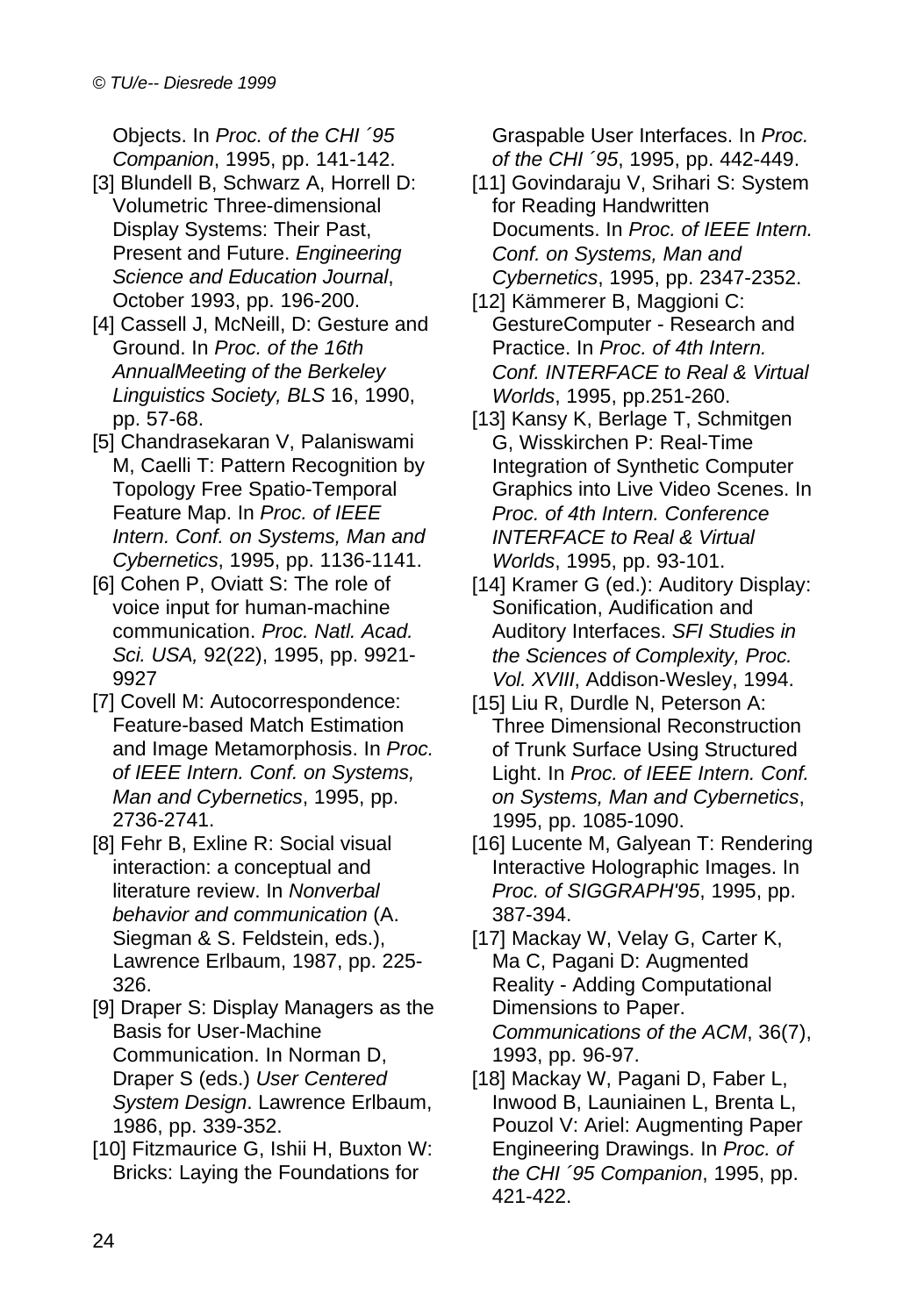Objects. In *Proc. of the CHI ´95 Companion*, 1995, pp. 141-142.

[3] Blundell B, Schwarz A, Horrell D: Volumetric Three-dimensional Display Systems: Their Past, Present and Future. *Engineering Science and Education Journal*, October 1993, pp. 196-200.

[4] Cassell J, McNeill, D: Gesture and Ground. In *Proc. of the 16th AnnualMeeting of the Berkeley Linguistics Society, BLS* 16, 1990, pp. 57-68.

[5] Chandrasekaran V, Palaniswami M, Caelli T: Pattern Recognition by Topology Free Spatio-Temporal Feature Map. In *Proc. of IEEE Intern. Conf. on Systems, Man and Cybernetics*, 1995, pp. 1136-1141.

[6] Cohen P, Oviatt S: The role of voice input for human-machine communication. *Proc. Natl. Acad. Sci. USA,* 92(22), 1995, pp. 9921-9927

[7] Covell M: Autocorrespondence: Feature-based Match Estimation and Image Metamorphosis. In *Proc. of IEEE Intern. Conf. on Systems, Man and Cybernetics*, 1995, pp. 2736-2741.

[8] Fehr B, Exline R: Social visual interaction: a conceptual and literature review. In *Nonverbal behavior and communication* (A. Siegman & S. Feldstein, eds.), Lawrence Erlbaum, 1987, pp. 225-326.

[9] Draper S: Display Managers as the Basis for User-Machine Communication. In Norman D, Draper S (eds.) *User Centered System Design*. Lawrence Erlbaum, 1986, pp. 339-352.

[10] Fitzmaurice G, Ishii H, Buxton W: Bricks: Laying the Foundations for Graspable User Interfaces. In *Proc. of the CHI ´95*, 1995, pp. 442-449.

[11] Govindaraju V, Srihari S: System for Reading Handwritten Documents. In *Proc. of IEEE Intern. Conf. on Systems, Man and Cybernetics*, 1995, pp. 2347-2352.

[12] Kämmerer B, Maggioni C: GestureComputer - Research and Practice. In *Proc. of 4th Intern. Conf. INTERFACE to Real & Virtual Worlds*, 1995, pp.251-260.

[13] Kansy K, Berlage T, Schmitgen G, Wisskirchen P: Real-Time Integration of Synthetic Computer Graphics into Live Video Scenes. In *Proc. of 4th Intern. Conference INTERFACE to Real & Virtual Worlds*, 1995, pp. 93-101.

[14] Kramer G (ed.): Auditory Display: Sonification, Audification and Auditory Interfaces. *SFI Studies in the Sciences of Complexity, Proc. Vol. XVIII*, Addison-Wesley, 1994.

[15] Liu R, Durdle N, Peterson A: Three Dimensional Reconstruction of Trunk Surface Using Structured Light. In *Proc. of IEEE Intern. Conf. on Systems, Man and Cybernetics*, 1995, pp. 1085-1090.

[16] Lucente M, Galyean T: Rendering Interactive Holographic Images. In *Proc. of SIGGRAPH'95*, 1995, pp. 387-394.

[17] Mackay W, Velay G, Carter K, Ma C, Pagani D: Augmented Reality - Adding Computational Dimensions to Paper. *Communications of the ACM*, 36(7), 1993, pp. 96-97.

[18] Mackay W, Pagani D, Faber L, Inwood B, Launiainen L, Brenta L, Pouzol V: Ariel: Augmenting Paper Engineering Drawings. In *Proc. of the CHI ´95 Companion*, 1995, pp. 421-422.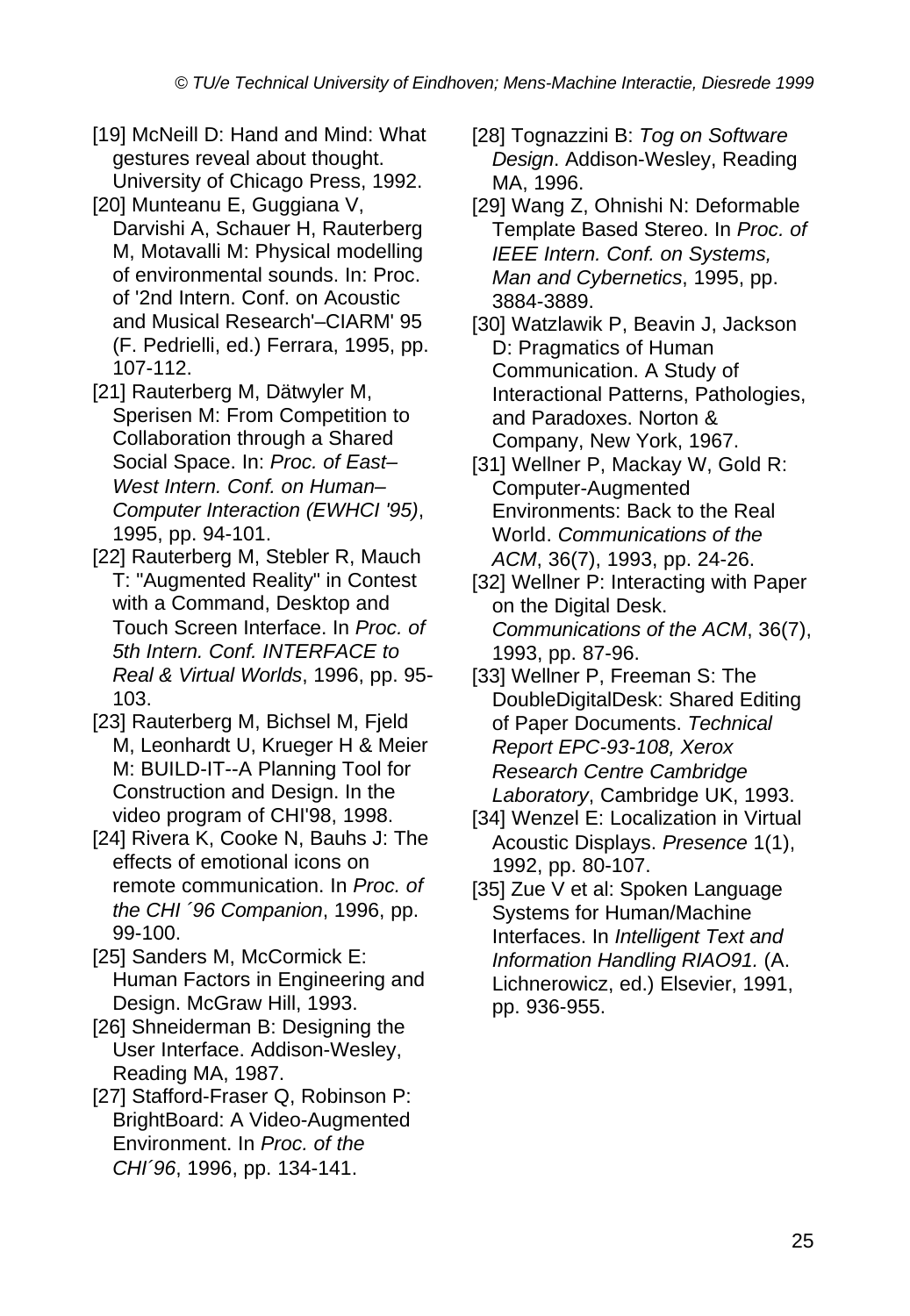[19] McNeill D: Hand and Mind: What gestures reveal about thought. University of Chicago Press, 1992.

[20] Munteanu E, Guggiana V, Darvishi A, Schauer H, Rauterberg M, Motavalli M: Physical modelling of environmental sounds. In: Proc. of '2nd Intern. Conf. on Acoustic and Musical Research'–CIARM' 95 (F. Pedrielli, ed.) Ferrara, 1995, pp. 107-112.

[21] Rauterberg M, Dätwyler M, Sperisen M: From Competition to Collaboration through a Shared Social Space. In: *Proc. of East–West Intern. Conf. on Human–Computer Interaction (EWHCI '95)*, 1995, pp. 94-101.

[22] Rauterberg M, Stebler R, Mauch T: "Augmented Reality" in Contest with a Command, Desktop and Touch Screen Interface. In *Proc. of 5th Intern. Conf. INTERFACE to Real & Virtual Worlds*, 1996, pp. 95-103.

[23] Rauterberg M, Bichsel M, Fjeld M, Leonhardt U, Krueger H & Meier M: BUILD-IT--A Planning Tool for Construction and Design. In the video program of CHI'98, 1998.

[24] Rivera K, Cooke N, Bauhs J: The effects of emotional icons on remote communication. In *Proc. of the CHI ´96 Companion*, 1996, pp. 99-100.

[25] Sanders M, McCormick E: Human Factors in Engineering and Design. McGraw Hill, 1993.

[26] Shneiderman B: Designing the User Interface. Addison-Wesley, Reading MA, 1987.

[27] Stafford-Fraser Q, Robinson P: BrightBoard: A Video-Augmented Environment. In *Proc. of the CHI´96*, 1996, pp. 134-141.

[28] Tognazzini B: *Tog on Software Design*. Addison-Wesley, Reading MA, 1996.

[29] Wang Z, Ohnishi N: Deformable Template Based Stereo. In *Proc. of IEEE Intern. Conf. on Systems, Man and Cybernetics*, 1995, pp. 3884-3889.

[30] Watzlawik P, Beavin J, Jackson D: Pragmatics of Human Communication. A Study of Interactional Patterns, Pathologies, and Paradoxes. Norton & Company, New York, 1967.

[31] Wellner P, Mackay W, Gold R: Computer-Augmented Environments: Back to the Real World. *Communications of the ACM*, 36(7), 1993, pp. 24-26.

[32] Wellner P: Interacting with Paper on the Digital Desk. *Communications of the ACM*, 36(7), 1993, pp. 87-96.

[33] Wellner P, Freeman S: The DoubleDigitalDesk: Shared Editing of Paper Documents. *Technical Report EPC-93-108, Xerox Research Centre Cambridge Laboratory*, Cambridge UK, 1993.

[34] Wenzel E: Localization in Virtual Acoustic Displays. *Presence* 1(1), 1992, pp. 80-107.

[35] Zue V et al: Spoken Language Systems for Human/Machine Interfaces. In *Intelligent Text and Information Handling RIAO91.* (A. Lichnerowicz, ed.) Elsevier, 1991, pp. 936-955.